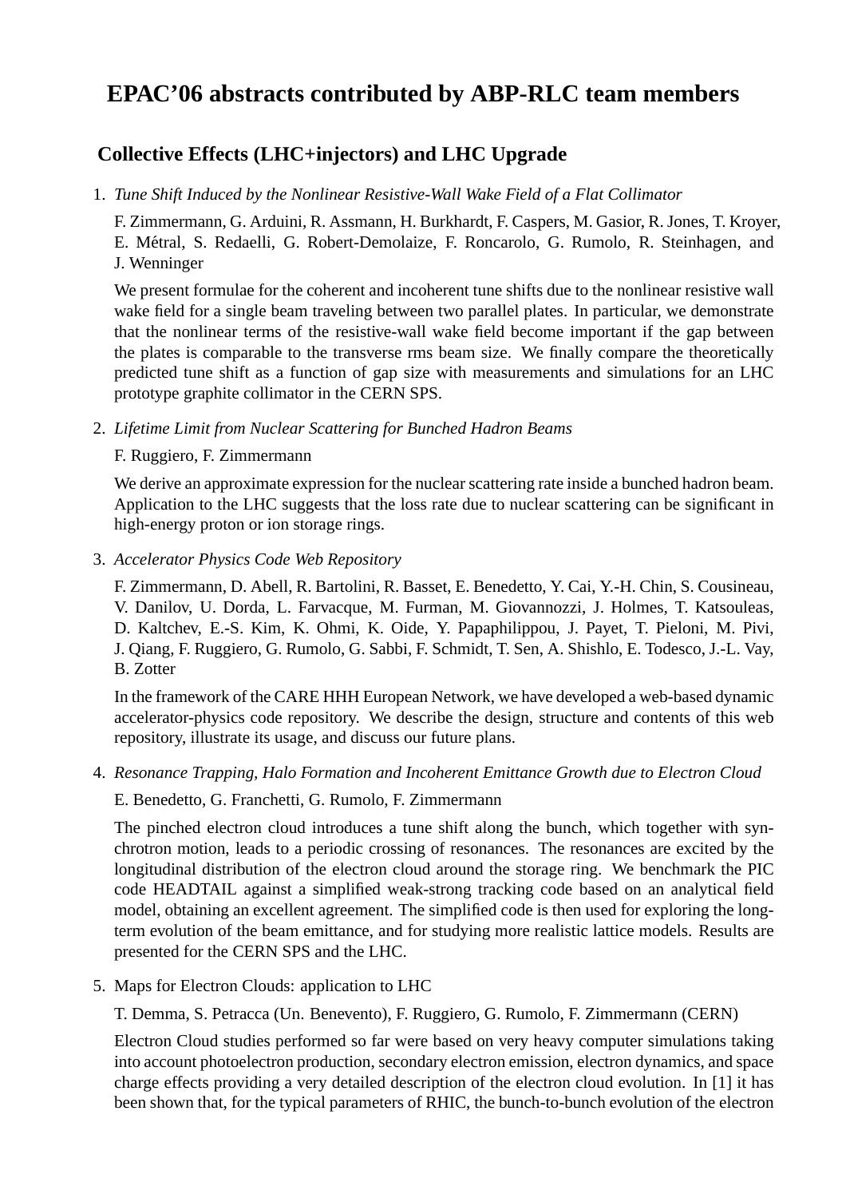# EPAC'06 abstracts contributed by ABP-RLC team members

## Collective Effects (LHC+injectors) and LHC Upgrade

1. *Tune Shift Induced by the Nonlinear Resistive-Wall Wake Field of a Flat Collimator*

   F. Zimmermann, G. Arduini, R. Assmann, H. Burkhardt, F. Caspers, M. Gasior, R. Jones, T. Kroyer, E. Métral, S. Redaelli, G. Robert-Demolaize, F. Roncarolo, G. Rumolo, R. Steinhagen, and J. Wenninger

   We present formulae for the coherent and incoherent tune shifts due to the nonlinear resistive wall wake field for a single beam traveling between two parallel plates. In particular, we demonstrate that the nonlinear terms of the resistive-wall wake field become important if the gap between the plates is comparable to the transverse rms beam size. We finally compare the theoretically predicted tune shift as a function of gap size with measurements and simulations for an LHC prototype graphite collimator in the CERN SPS.

2. *Lifetime Limit from Nuclear Scattering for Bunched Hadron Beams*

   F. Ruggiero, F. Zimmermann

   We derive an approximate expression for the nuclear scattering rate inside a bunched hadron beam. Application to the LHC suggests that the loss rate due to nuclear scattering can be significant in high-energy proton or ion storage rings.

3. *Accelerator Physics Code Web Repository*

   F. Zimmermann, D. Abell, R. Bartolini, R. Basset, E. Benedetto, Y. Cai, Y.-H. Chin, S. Cousineau, V. Danilov, U. Dorda, L. Farvacque, M. Furman, M. Giovannozzi, J. Holmes, T. Katsouleas, D. Kaltchev, E.-S. Kim, K. Ohmi, K. Oide, Y. Papaphilippou, J. Payet, T. Pieloni, M. Pivi, J. Qiang, F. Ruggiero, G. Rumolo, G. Sabbi, F. Schmidt, T. Sen, A. Shishlo, E. Todesco, J.-L. Vay, B. Zotter

   In the framework of the CARE HHH European Network, we have developed a web-based dynamic accelerator-physics code repository. We describe the design, structure and contents of this web repository, illustrate its usage, and discuss our future plans.

4. *Resonance Trapping, Halo Formation and Incoherent Emittance Growth due to Electron Cloud*

   E. Benedetto, G. Franchetti, G. Rumolo, F. Zimmermann

   The pinched electron cloud introduces a tune shift along the bunch, which together with synchrotron motion, leads to a periodic crossing of resonances. The resonances are excited by the longitudinal distribution of the electron cloud around the storage ring. We benchmark the PIC code HEADTAIL against a simplified weak-strong tracking code based on an analytical field model, obtaining an excellent agreement. The simplified code is then used for exploring the long-term evolution of the beam emittance, and for studying more realistic lattice models. Results are presented for the CERN SPS and the LHC.

5. Maps for Electron Clouds: application to LHC

   T. Demma, S. Petracca (Un. Benevento), F. Ruggiero, G. Rumolo, F. Zimmermann (CERN)

   Electron Cloud studies performed so far were based on very heavy computer simulations taking into account photoelectron production, secondary electron emission, electron dynamics, and space charge effects providing a very detailed description of the electron cloud evolution. In [1] it has been shown that, for the typical parameters of RHIC, the bunch-to-bunch evolution of the electron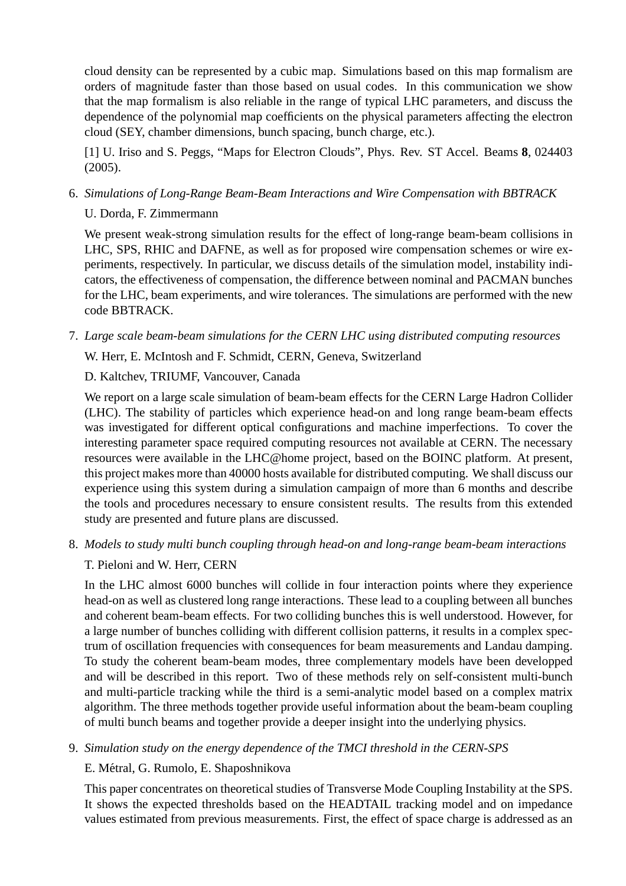cloud density can be represented by a cubic map. Simulations based on this map formalism are orders of magnitude faster than those based on usual codes. In this communication we show that the map formalism is also reliable in the range of typical LHC parameters, and discuss the dependence of the polynomial map coefficients on the physical parameters affecting the electron cloud (SEY, chamber dimensions, bunch spacing, bunch charge, etc.).

[1] U. Iriso and S. Peggs, "Maps for Electron Clouds", Phys. Rev. ST Accel. Beams **8**, 024403 (2005).

6. *Simulations of Long-Range Beam-Beam Interactions and Wire Compensation with BBTRACK*

   U. Dorda, F. Zimmermann

   We present weak-strong simulation results for the effect of long-range beam-beam collisions in LHC, SPS, RHIC and DAFNE, as well as for proposed wire compensation schemes or wire experiments, respectively. In particular, we discuss details of the simulation model, instability indicators, the effectiveness of compensation, the difference between nominal and PACMAN bunches for the LHC, beam experiments, and wire tolerances. The simulations are performed with the new code BBTRACK.

7. *Large scale beam-beam simulations for the CERN LHC using distributed computing resources*

   W. Herr, E. McIntosh and F. Schmidt, CERN, Geneva, Switzerland

   D. Kaltchev, TRIUMF, Vancouver, Canada

   We report on a large scale simulation of beam-beam effects for the CERN Large Hadron Collider (LHC). The stability of particles which experience head-on and long range beam-beam effects was investigated for different optical configurations and machine imperfections. To cover the interesting parameter space required computing resources not available at CERN. The necessary resources were available in the LHC@home project, based on the BOINC platform. At present, this project makes more than 40000 hosts available for distributed computing. We shall discuss our experience using this system during a simulation campaign of more than 6 months and describe the tools and procedures necessary to ensure consistent results. The results from this extended study are presented and future plans are discussed.

8. *Models to study multi bunch coupling through head-on and long-range beam-beam interactions*

   T. Pieloni and W. Herr, CERN

   In the LHC almost 6000 bunches will collide in four interaction points where they experience head-on as well as clustered long range interactions. These lead to a coupling between all bunches and coherent beam-beam effects. For two colliding bunches this is well understood. However, for a large number of bunches colliding with different collision patterns, it results in a complex spectrum of oscillation frequencies with consequences for beam measurements and Landau damping. To study the coherent beam-beam modes, three complementary models have been developped and will be described in this report. Two of these methods rely on self-consistent multi-bunch and multi-particle tracking while the third is a semi-analytic model based on a complex matrix algorithm. The three methods together provide useful information about the beam-beam coupling of multi bunch beams and together provide a deeper insight into the underlying physics.

9. *Simulation study on the energy dependence of the TMCI threshold in the CERN-SPS*

   E. Métral, G. Rumolo, E. Shaposhnikova

   This paper concentrates on theoretical studies of Transverse Mode Coupling Instability at the SPS. It shows the expected thresholds based on the HEADTAIL tracking model and on impedance values estimated from previous measurements. First, the effect of space charge is addressed as an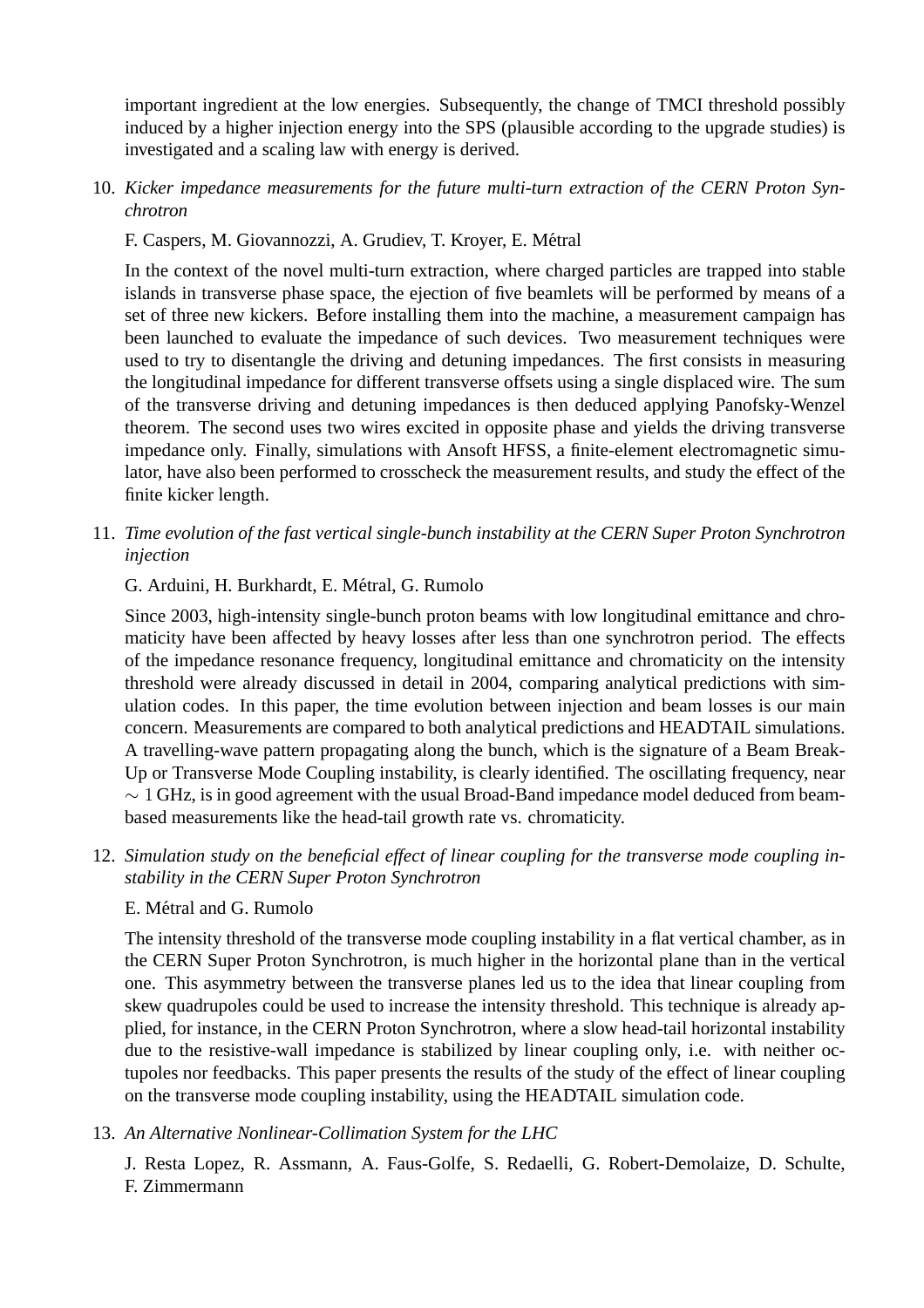important ingredient at the low energies. Subsequently, the change of TMCI threshold possibly induced by a higher injection energy into the SPS (plausible according to the upgrade studies) is investigated and a scaling law with energy is derived.

10. *Kicker impedance measurements for the future multi-turn extraction of the CERN Proton Synchrotron*

    F. Caspers, M. Giovannozzi, A. Grudiev, T. Kroyer, E. Métral

    In the context of the novel multi-turn extraction, where charged particles are trapped into stable islands in transverse phase space, the ejection of five beamlets will be performed by means of a set of three new kickers. Before installing them into the machine, a measurement campaign has been launched to evaluate the impedance of such devices. Two measurement techniques were used to try to disentangle the driving and detuning impedances. The first consists in measuring the longitudinal impedance for different transverse offsets using a single displaced wire. The sum of the transverse driving and detuning impedances is then deduced applying Panofsky-Wenzel theorem. The second uses two wires excited in opposite phase and yields the driving transverse impedance only. Finally, simulations with Ansoft HFSS, a finite-element electromagnetic simulator, have also been performed to crosscheck the measurement results, and study the effect of the finite kicker length.

11. *Time evolution of the fast vertical single-bunch instability at the CERN Super Proton Synchrotron injection*

    G. Arduini, H. Burkhardt, E. Métral, G. Rumolo

    Since 2003, high-intensity single-bunch proton beams with low longitudinal emittance and chromaticity have been affected by heavy losses after less than one synchrotron period. The effects of the impedance resonance frequency, longitudinal emittance and chromaticity on the intensity threshold were already discussed in detail in 2004, comparing analytical predictions with simulation codes. In this paper, the time evolution between injection and beam losses is our main concern. Measurements are compared to both analytical predictions and HEADTAIL simulations. A travelling-wave pattern propagating along the bunch, which is the signature of a Beam Break-Up or Transverse Mode Coupling instability, is clearly identified. The oscillating frequency, near $\sim 1$ GHz, is in good agreement with the usual Broad-Band impedance model deduced from beam-based measurements like the head-tail growth rate vs. chromaticity.

12. *Simulation study on the beneficial effect of linear coupling for the transverse mode coupling instability in the CERN Super Proton Synchrotron*

    E. Métral and G. Rumolo

    The intensity threshold of the transverse mode coupling instability in a flat vertical chamber, as in the CERN Super Proton Synchrotron, is much higher in the horizontal plane than in the vertical one. This asymmetry between the transverse planes led us to the idea that linear coupling from skew quadrupoles could be used to increase the intensity threshold. This technique is already applied, for instance, in the CERN Proton Synchrotron, where a slow head-tail horizontal instability due to the resistive-wall impedance is stabilized by linear coupling only, i.e. with neither octupoles nor feedbacks. This paper presents the results of the study of the effect of linear coupling on the transverse mode coupling instability, using the HEADTAIL simulation code.

13. *An Alternative Nonlinear-Collimation System for the LHC*

    J. Resta Lopez, R. Assmann, A. Faus-Golfe, S. Redaelli, G. Robert-Demolaize, D. Schulte, F. Zimmermann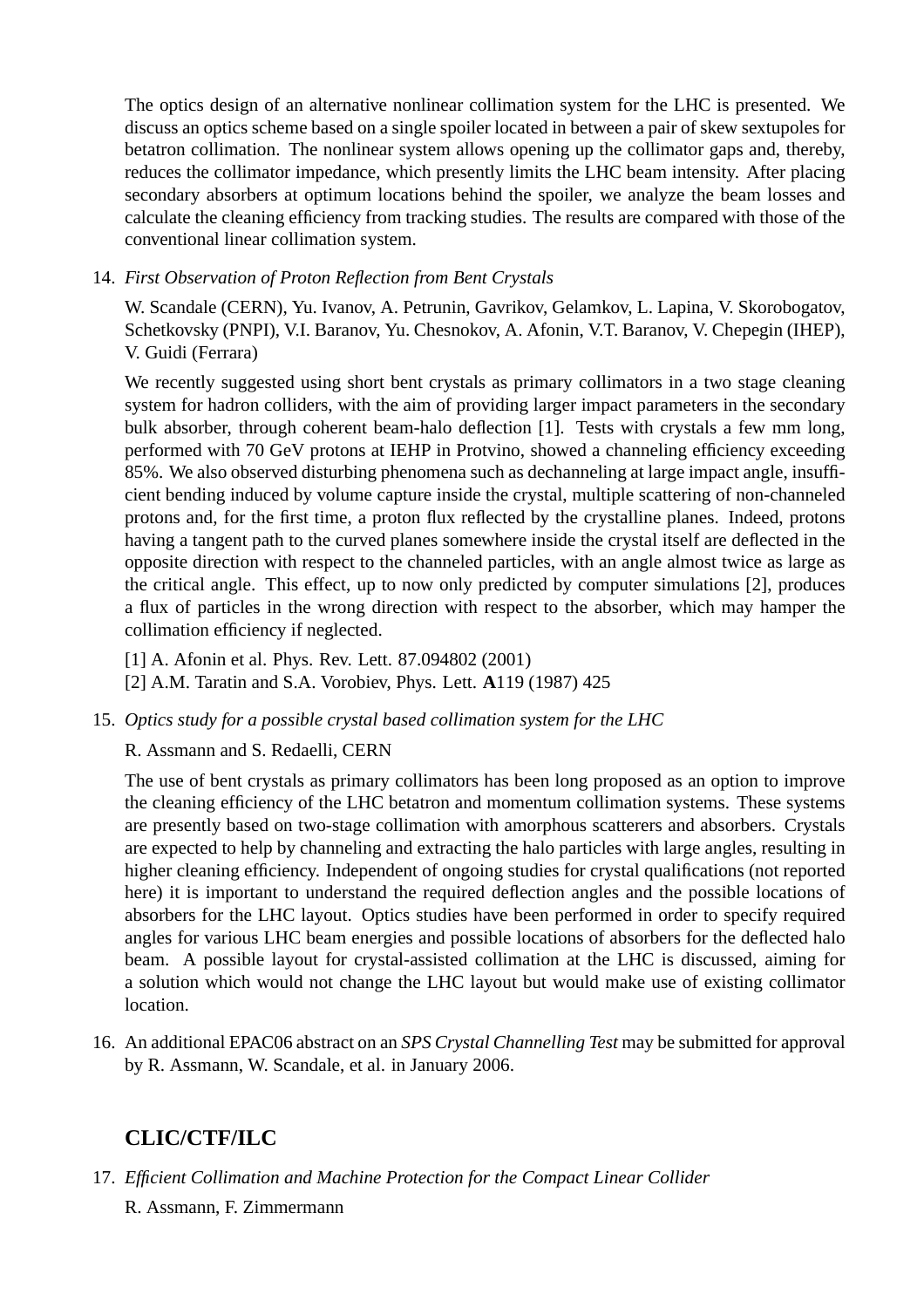The optics design of an alternative nonlinear collimation system for the LHC is presented. We discuss an optics scheme based on a single spoiler located in between a pair of skew sextupoles for betatron collimation. The nonlinear system allows opening up the collimator gaps and, thereby, reduces the collimator impedance, which presently limits the LHC beam intensity. After placing secondary absorbers at optimum locations behind the spoiler, we analyze the beam losses and calculate the cleaning efficiency from tracking studies. The results are compared with those of the conventional linear collimation system.

14. *First Observation of Proton Reflection from Bent Crystals*

    W. Scandale (CERN), Yu. Ivanov, A. Petrunin, Gavrikov, Gelamkov, L. Lapina, V. Skorobogatov, Schetkovsky (PNPI), V.I. Baranov, Yu. Chesnokov, A. Afonin, V.T. Baranov, V. Chepegin (IHEP), V. Guidi (Ferrara)

    We recently suggested using short bent crystals as primary collimators in a two stage cleaning system for hadron colliders, with the aim of providing larger impact parameters in the secondary bulk absorber, through coherent beam-halo deflection [1]. Tests with crystals a few mm long, performed with 70 GeV protons at IEHP in Protvino, showed a channeling efficiency exceeding 85%. We also observed disturbing phenomena such as dechanneling at large impact angle, insufficient bending induced by volume capture inside the crystal, multiple scattering of non-channeled protons and, for the first time, a proton flux reflected by the crystalline planes. Indeed, protons having a tangent path to the curved planes somewhere inside the crystal itself are deflected in the opposite direction with respect to the channeled particles, with an angle almost twice as large as the critical angle. This effect, up to now only predicted by computer simulations [2], produces a flux of particles in the wrong direction with respect to the absorber, which may hamper the collimation efficiency if neglected.

    [1] A. Afonin et al. Phys. Rev. Lett. 87.094802 (2001)
    [2] A.M. Taratin and S.A. Vorobiev, Phys. Lett. **A**119 (1987) 425

15. *Optics study for a possible crystal based collimation system for the LHC*

    R. Assmann and S. Redaelli, CERN

    The use of bent crystals as primary collimators has been long proposed as an option to improve the cleaning efficiency of the LHC betatron and momentum collimation systems. These systems are presently based on two-stage collimation with amorphous scatterers and absorbers. Crystals are expected to help by channeling and extracting the halo particles with large angles, resulting in higher cleaning efficiency. Independent of ongoing studies for crystal qualifications (not reported here) it is important to understand the required deflection angles and the possible locations of absorbers for the LHC layout. Optics studies have been performed in order to specify required angles for various LHC beam energies and possible locations of absorbers for the deflected halo beam. A possible layout for crystal-assisted collimation at the LHC is discussed, aiming for a solution which would not change the LHC layout but would make use of existing collimator location.

16. An additional EPAC06 abstract on an *SPS Crystal Channelling Test* may be submitted for approval by R. Assmann, W. Scandale, et al. in January 2006.

## CLIC/CTF/ILC

17. *Efficient Collimation and Machine Protection for the Compact Linear Collider*

    R. Assmann, F. Zimmermann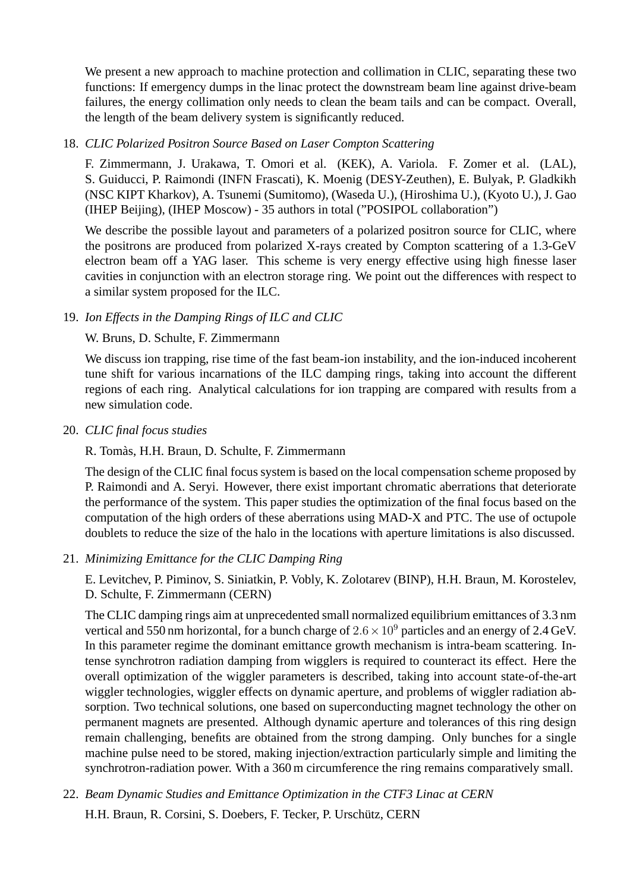We present a new approach to machine protection and collimation in CLIC, separating these two functions: If emergency dumps in the linac protect the downstream beam line against drive-beam failures, the energy collimation only needs to clean the beam tails and can be compact. Overall, the length of the beam delivery system is significantly reduced.

18. *CLIC Polarized Positron Source Based on Laser Compton Scattering*

    F. Zimmermann, J. Urakawa, T. Omori et al. (KEK), A. Variola. F. Zomer et al. (LAL), S. Guiducci, P. Raimondi (INFN Frascati), K. Moenig (DESY-Zeuthen), E. Bulyak, P. Gladkikh (NSC KIPT Kharkov), A. Tsunemi (Sumitomo), (Waseda U.), (Hiroshima U.), (Kyoto U.), J. Gao (IHEP Beijing), (IHEP Moscow) - 35 authors in total (”POSIPOL collaboration”)

    We describe the possible layout and parameters of a polarized positron source for CLIC, where the positrons are produced from polarized X-rays created by Compton scattering of a 1.3-GeV electron beam off a YAG laser. This scheme is very energy effective using high finesse laser cavities in conjunction with an electron storage ring. We point out the differences with respect to a similar system proposed for the ILC.

19. *Ion Effects in the Damping Rings of ILC and CLIC*

    W. Bruns, D. Schulte, F. Zimmermann

    We discuss ion trapping, rise time of the fast beam-ion instability, and the ion-induced incoherent tune shift for various incarnations of the ILC damping rings, taking into account the different regions of each ring. Analytical calculations for ion trapping are compared with results from a new simulation code.

20. *CLIC final focus studies*

    R. Tomàs, H.H. Braun, D. Schulte, F. Zimmermann

    The design of the CLIC final focus system is based on the local compensation scheme proposed by P. Raimondi and A. Seryi. However, there exist important chromatic aberrations that deteriorate the performance of the system. This paper studies the optimization of the final focus based on the computation of the high orders of these aberrations using MAD-X and PTC. The use of octupole doublets to reduce the size of the halo in the locations with aperture limitations is also discussed.

21. *Minimizing Emittance for the CLIC Damping Ring*

    E. Levitchev, P. Piminov, S. Siniatkin, P. Vobly, K. Zolotarev (BINP), H.H. Braun, M. Korostelev, D. Schulte, F. Zimmermann (CERN)

    The CLIC damping rings aim at unprecedented small normalized equilibrium emittances of 3.3 nm vertical and 550 nm horizontal, for a bunch charge of $2.6 \times 10^9$ particles and an energy of 2.4 GeV. In this parameter regime the dominant emittance growth mechanism is intra-beam scattering. Intense synchrotron radiation damping from wigglers is required to counteract its effect. Here the overall optimization of the wiggler parameters is described, taking into account state-of-the-art wiggler technologies, wiggler effects on dynamic aperture, and problems of wiggler radiation absorption. Two technical solutions, one based on superconducting magnet technology the other on permanent magnets are presented. Although dynamic aperture and tolerances of this ring design remain challenging, benefits are obtained from the strong damping. Only bunches for a single machine pulse need to be stored, making injection/extraction particularly simple and limiting the synchrotron-radiation power. With a 360 m circumference the ring remains comparatively small.

22. *Beam Dynamic Studies and Emittance Optimization in the CTF3 Linac at CERN*

    H.H. Braun, R. Corsini, S. Doebers, F. Tecker, P. Urschütz, CERN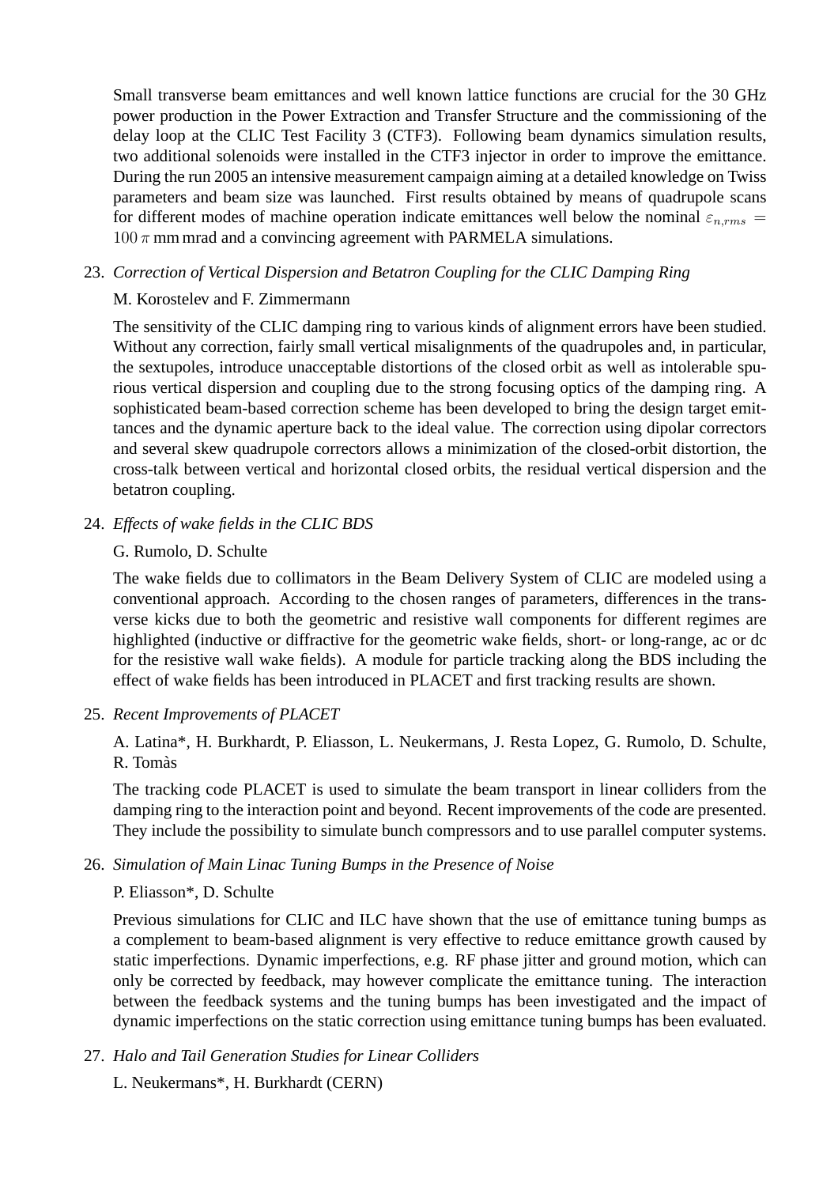Small transverse beam emittances and well known lattice functions are crucial for the 30 GHz power production in the Power Extraction and Transfer Structure and the commissioning of the delay loop at the CLIC Test Facility 3 (CTF3). Following beam dynamics simulation results, two additional solenoids were installed in the CTF3 injector in order to improve the emittance. During the run 2005 an intensive measurement campaign aiming at a detailed knowledge on Twiss parameters and beam size was launched. First results obtained by means of quadrupole scans for different modes of machine operation indicate emittances well below the nominal $\varepsilon_{n,rms} = 100\,\pi$ mm mrad and a convincing agreement with PARMELA simulations.

23. *Correction of Vertical Dispersion and Betatron Coupling for the CLIC Damping Ring*

    M. Korostelev and F. Zimmermann

    The sensitivity of the CLIC damping ring to various kinds of alignment errors have been studied. Without any correction, fairly small vertical misalignments of the quadrupoles and, in particular, the sextupoles, introduce unacceptable distortions of the closed orbit as well as intolerable spurious vertical dispersion and coupling due to the strong focusing optics of the damping ring. A sophisticated beam-based correction scheme has been developed to bring the design target emittances and the dynamic aperture back to the ideal value. The correction using dipolar correctors and several skew quadrupole correctors allows a minimization of the closed-orbit distortion, the cross-talk between vertical and horizontal closed orbits, the residual vertical dispersion and the betatron coupling.

24. *Effects of wake fields in the CLIC BDS*

    G. Rumolo, D. Schulte

    The wake fields due to collimators in the Beam Delivery System of CLIC are modeled using a conventional approach. According to the chosen ranges of parameters, differences in the transverse kicks due to both the geometric and resistive wall components for different regimes are highlighted (inductive or diffractive for the geometric wake fields, short- or long-range, ac or dc for the resistive wall wake fields). A module for particle tracking along the BDS including the effect of wake fields has been introduced in PLACET and first tracking results are shown.

25. *Recent Improvements of PLACET*

    A. Latina*, H. Burkhardt, P. Eliasson, L. Neukermans, J. Resta Lopez, G. Rumolo, D. Schulte, R. Tomàs

    The tracking code PLACET is used to simulate the beam transport in linear colliders from the damping ring to the interaction point and beyond. Recent improvements of the code are presented. They include the possibility to simulate bunch compressors and to use parallel computer systems.

26. *Simulation of Main Linac Tuning Bumps in the Presence of Noise*

    P. Eliasson*, D. Schulte

    Previous simulations for CLIC and ILC have shown that the use of emittance tuning bumps as a complement to beam-based alignment is very effective to reduce emittance growth caused by static imperfections. Dynamic imperfections, e.g. RF phase jitter and ground motion, which can only be corrected by feedback, may however complicate the emittance tuning. The interaction between the feedback systems and the tuning bumps has been investigated and the impact of dynamic imperfections on the static correction using emittance tuning bumps has been evaluated.

27. *Halo and Tail Generation Studies for Linear Colliders*

    L. Neukermans*, H. Burkhardt (CERN)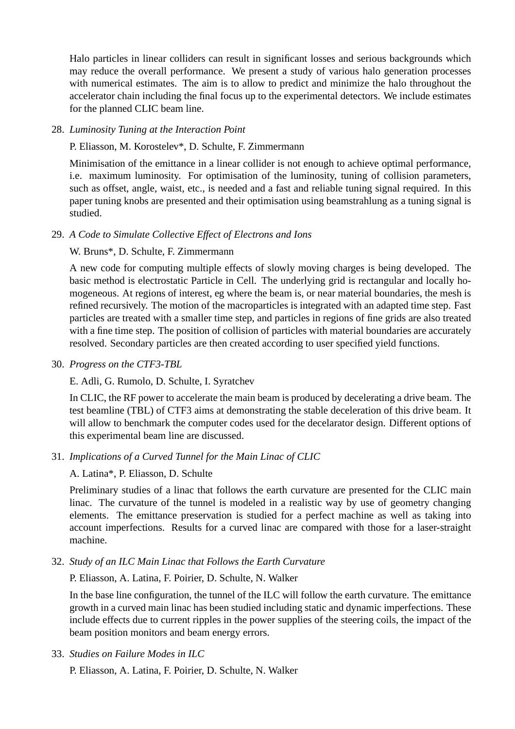Halo particles in linear colliders can result in significant losses and serious backgrounds which may reduce the overall performance. We present a study of various halo generation processes with numerical estimates. The aim is to allow to predict and minimize the halo throughout the accelerator chain including the final focus up to the experimental detectors. We include estimates for the planned CLIC beam line.

28. *Luminosity Tuning at the Interaction Point*

    P. Eliasson, M. Korostelev*, D. Schulte, F. Zimmermann

    Minimisation of the emittance in a linear collider is not enough to achieve optimal performance, i.e. maximum luminosity. For optimisation of the luminosity, tuning of collision parameters, such as offset, angle, waist, etc., is needed and a fast and reliable tuning signal required. In this paper tuning knobs are presented and their optimisation using beamstrahlung as a tuning signal is studied.

29. *A Code to Simulate Collective Effect of Electrons and Ions*

    W. Bruns*, D. Schulte, F. Zimmermann

    A new code for computing multiple effects of slowly moving charges is being developed. The basic method is electrostatic Particle in Cell. The underlying grid is rectangular and locally homogeneous. At regions of interest, eg where the beam is, or near material boundaries, the mesh is refined recursively. The motion of the macroparticles is integrated with an adapted time step. Fast particles are treated with a smaller time step, and particles in regions of fine grids are also treated with a fine time step. The position of collision of particles with material boundaries are accurately resolved. Secondary particles are then created according to user specified yield functions.

30. *Progress on the CTF3-TBL*

    E. Adli, G. Rumolo, D. Schulte, I. Syratchev

    In CLIC, the RF power to accelerate the main beam is produced by decelerating a drive beam. The test beamline (TBL) of CTF3 aims at demonstrating the stable deceleration of this drive beam. It will allow to benchmark the computer codes used for the decelarator design. Different options of this experimental beam line are discussed.

31. *Implications of a Curved Tunnel for the Main Linac of CLIC*

    A. Latina*, P. Eliasson, D. Schulte

    Preliminary studies of a linac that follows the earth curvature are presented for the CLIC main linac. The curvature of the tunnel is modeled in a realistic way by use of geometry changing elements. The emittance preservation is studied for a perfect machine as well as taking into account imperfections. Results for a curved linac are compared with those for a laser-straight machine.

32. *Study of an ILC Main Linac that Follows the Earth Curvature*

    P. Eliasson, A. Latina, F. Poirier, D. Schulte, N. Walker

    In the base line configuration, the tunnel of the ILC will follow the earth curvature. The emittance growth in a curved main linac has been studied including static and dynamic imperfections. These include effects due to current ripples in the power supplies of the steering coils, the impact of the beam position monitors and beam energy errors.

33. *Studies on Failure Modes in ILC*

    P. Eliasson, A. Latina, F. Poirier, D. Schulte, N. Walker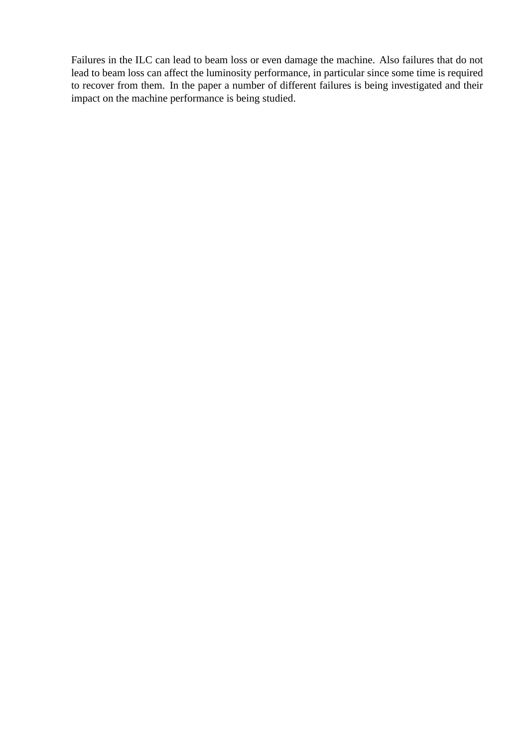Failures in the ILC can lead to beam loss or even damage the machine. Also failures that do not lead to beam loss can affect the luminosity performance, in particular since some time is required to recover from them. In the paper a number of different failures is being investigated and their impact on the machine performance is being studied.